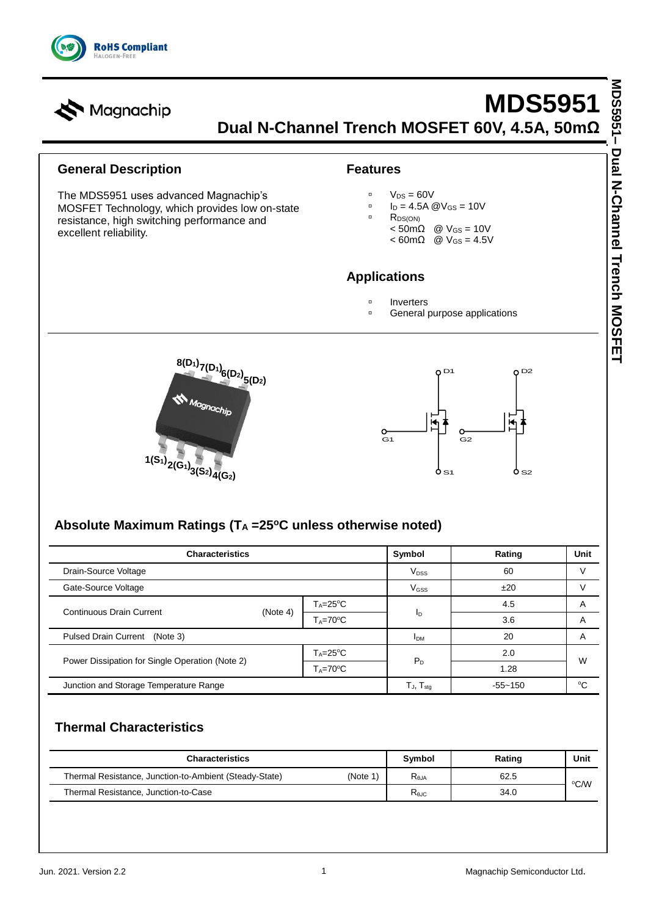# MDS5951

## Dual N-Channel Trench MOSFET 60V, 4.5A, 50mΩ

### General Description

The MDS5951 uses advanced Magnachip's MOSFET Technology, which provides low on-state resistance, high switching performance and excellent reliability.

### Features

- $V_{DS}$ = 60V
- $I_D$ = 4.5A @$V_{GS}$ = 10V
- $R_{DS(ON)}$
  - < 50mΩ @ $V_{GS}$ = 10V
  - < 60mΩ @ $V_{GS}$ = 4.5V

### Applications

- Inverters
- General purpose applications

8(D1) 7(D1) 6(D2) 5(D2)

1(S1) 2(G1) 3(S2) 4(G2)

D1 D2 G1 G2 S1 S2

### Absolute Maximum Ratings ($T_A$ =25°C unless otherwise noted)

| Characteristics | | | Symbol | Rating | Unit |
|---|---|---|---|---|---|
| Drain-Source Voltage | | | $V_{DSS}$ | 60 | V |
| Gate-Source Voltage | | | $V_{GSS}$ | ±20 | V |
| Continuous Drain Current | (Note 4) | $T_A$=25°C | $I_D$ | 4.5 | A |
| | | $T_A$=70°C | | 3.6 | A |
| Pulsed Drain Current (Note 3) | | | $I_{DM}$ | 20 | A |
| Power Dissipation for Single Operation (Note 2) | | $T_A$=25°C | $P_D$ | 2.0 | W |
| | | $T_A$=70°C | | 1.28 | |
| Junction and Storage Temperature Range | | | $T_J$, $T_{stg}$ | -55~150 | °C |

### Thermal Characteristics

| Characteristics | | Symbol | Rating | Unit |
|---|---|---|---|---|
| Thermal Resistance, Junction-to-Ambient (Steady-State) | (Note 1) | $R_{θJA}$ | 62.5 | °C/W |
| Thermal Resistance, Junction-to-Case | | $R_{θJC}$ | 34.0 | |

Jun. 2021. Version 2.2 Magnachip Semiconductor Ltd.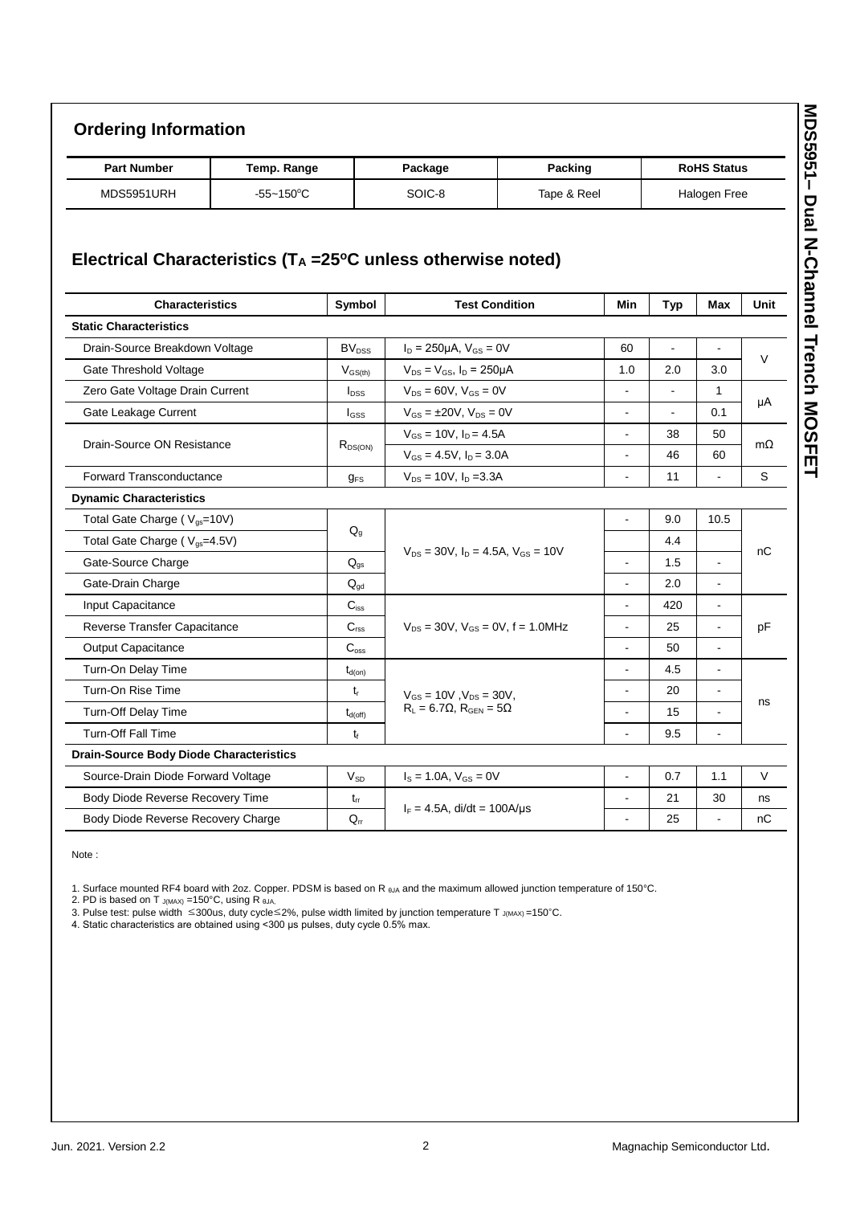## Ordering Information

| Part Number | Temp. Range | Package | Packing | RoHS Status |
|---|---|---|---|---|
| MDS5951URH | -55~150°C | SOIC-8 | Tape & Reel | Halogen Free |

## Electrical Characteristics ($T_A$ =25°C unless otherwise noted)

| Characteristics | Symbol | Test Condition | Min | Typ | Max | Unit |
|---|---|---|---|---|---|---|
| **Static Characteristics** | | | | | | |
| Drain-Source Breakdown Voltage | $BV_{DSS}$ | $I_D$ = 250μA, $V_{GS}$ = 0V | 60 | - | - | V |
| Gate Threshold Voltage | $V_{GS(th)}$ | $V_{DS} = V_{GS}$, $I_D$ = 250μA | 1.0 | 2.0 | 3.0 | V |
| Zero Gate Voltage Drain Current | $I_{DSS}$ | $V_{DS}$ = 60V, $V_{GS}$ = 0V | - | - | 1 | μA |
| Gate Leakage Current | $I_{GSS}$ | $V_{GS}$ = ±20V, $V_{DS}$ = 0V | - | - | 0.1 | μA |
| Drain-Source ON Resistance | $R_{DS(ON)}$ | $V_{GS}$ = 10V, $I_D$ = 4.5A | - | 38 | 50 | mΩ |
| | | $V_{GS}$ = 4.5V, $I_D$ = 3.0A | - | 46 | 60 | mΩ |
| Forward Transconductance | $g_{FS}$ | $V_{DS}$ = 10V, $I_D$ =3.3A | - | 11 | - | S |
| **Dynamic Characteristics** | | | | | | |
| Total Gate Charge ( $V_{gs}$=10V) | $Q_g$ | $V_{DS}$ = 30V, $I_D$ = 4.5A, $V_{GS}$ = 10V | - | 9.0 | 10.5 | nC |
| Total Gate Charge ( $V_{gs}$=4.5V) | | | | 4.4 | | nC |
| Gate-Source Charge | $Q_{gs}$ | | - | 1.5 | - | nC |
| Gate-Drain Charge | $Q_{gd}$ | | - | 2.0 | - | nC |
| Input Capacitance | $C_{iss}$ | $V_{DS}$ = 30V, $V_{GS}$ = 0V, f = 1.0MHz | - | 420 | - | pF |
| Reverse Transfer Capacitance | $C_{rss}$ | | - | 25 | - | pF |
| Output Capacitance | $C_{oss}$ | | - | 50 | - | pF |
| Turn-On Delay Time | $t_{d(on)}$ | $V_{GS}$ = 10V ,$V_{DS}$ = 30V, $R_L$ = 6.7Ω, $R_{GEN}$ = 5Ω | - | 4.5 | - | ns |
| Turn-On Rise Time | $t_r$ | | - | 20 | - | ns |
| Turn-Off Delay Time | $t_{d(off)}$ | | - | 15 | - | ns |
| Turn-Off Fall Time | $t_f$ | | - | 9.5 | - | ns |
| **Drain-Source Body Diode Characteristics** | | | | | | |
| Source-Drain Diode Forward Voltage | $V_{SD}$ | $I_S$ = 1.0A, $V_{GS}$ = 0V | - | 0.7 | 1.1 | V |
| Body Diode Reverse Recovery Time | $t_{rr}$ | $I_F$ = 4.5A, di/dt = 100A/μs | - | 21 | 30 | ns |
| Body Diode Reverse Recovery Charge | $Q_{rr}$ | | - | 25 | - | nC |

Note :

1. Surface mounted RF4 board with 2oz. Copper. PDSM is based on $R_{\theta JA}$ and the maximum allowed junction temperature of 150°C.
2. PD is based on $T_{J(MAX)}$ =150°C, using $R_{\theta JA}$.
3. Pulse test: pulse width ≤300us, duty cycle≤2%, pulse width limited by junction temperature $T_{J(MAX)}$=150°C.
4. Static characteristics are obtained using <300 μs pulses, duty cycle 0.5% max.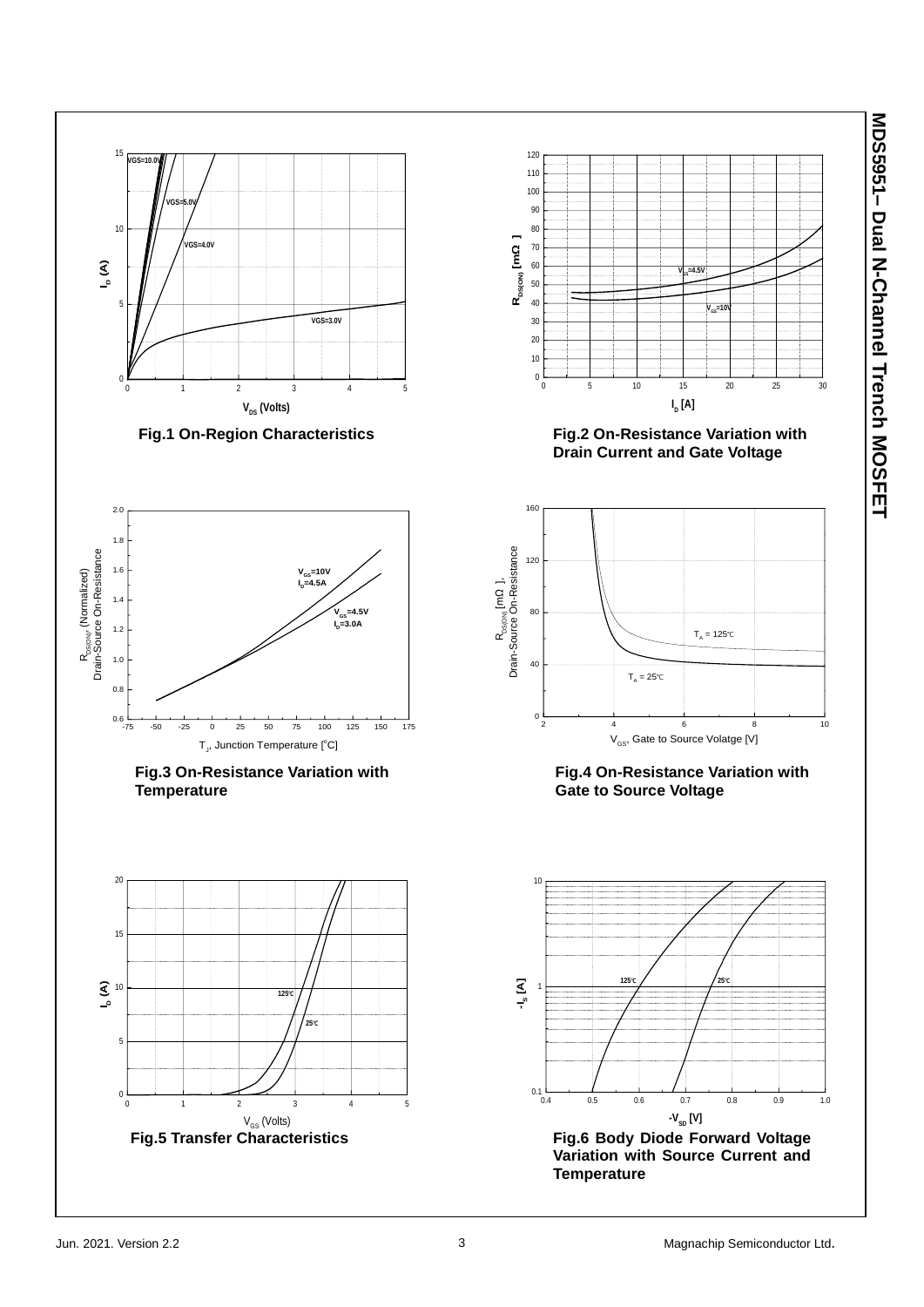Fig.1 On-Region Characteristics

Fig.2 On-Resistance Variation with Drain Current and Gate Voltage

Fig.3 On-Resistance Variation with Temperature

Fig.4 On-Resistance Variation with Gate to Source Voltage

Fig.5 Transfer Characteristics

Fig.6 Body Diode Forward Voltage Variation with Source Current and Temperature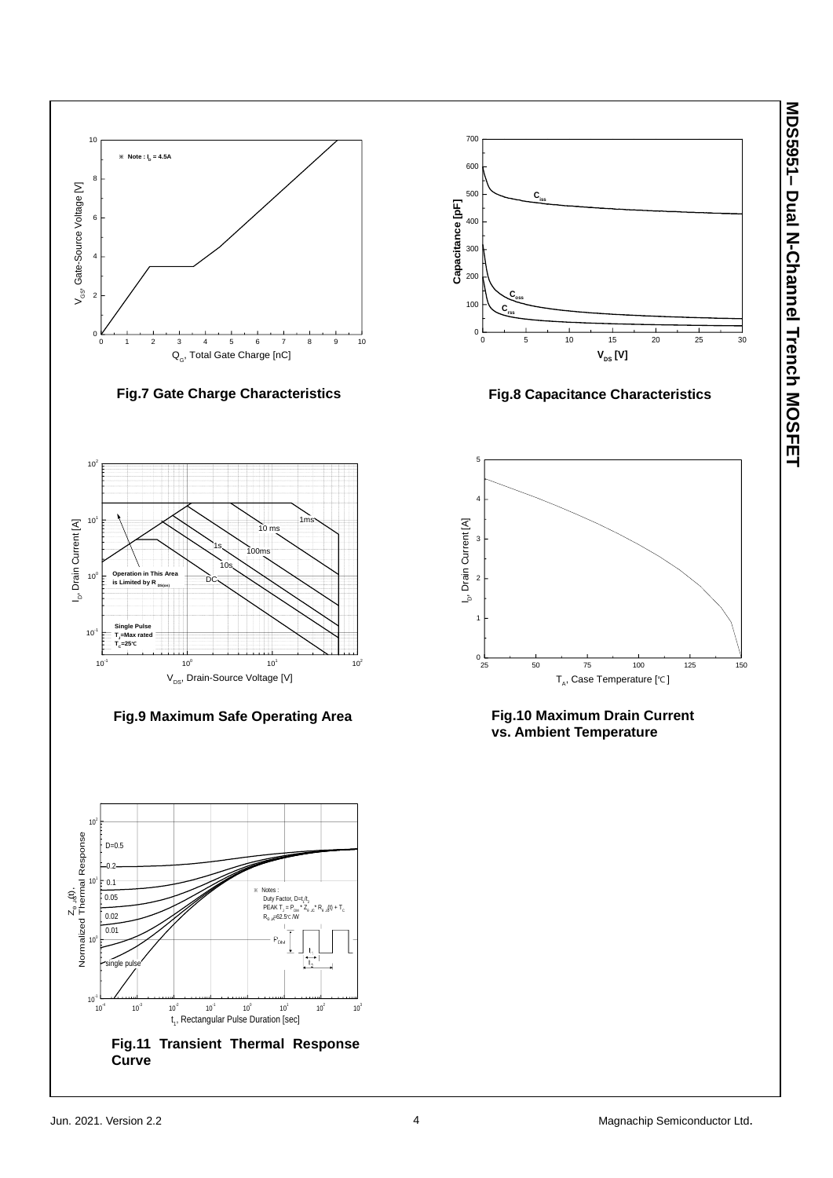Fig.7 Gate Charge Characteristics

Fig.8 Capacitance Characteristics

Fig.9 Maximum Safe Operating Area

Fig.10 Maximum Drain Current vs. Ambient Temperature

Fig.11 Transient Thermal Response Curve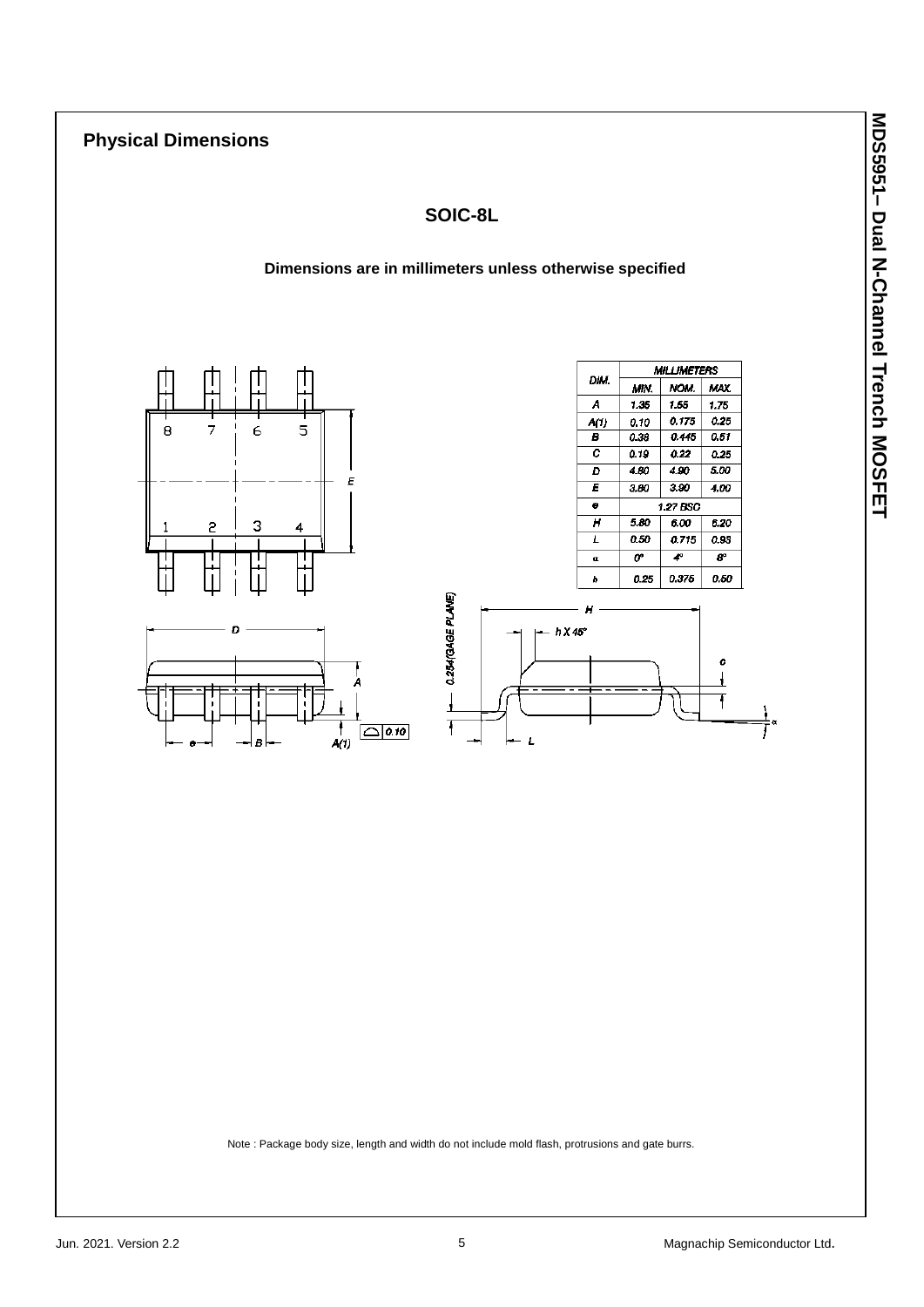## Physical Dimensions

### SOIC-8L

**Dimensions are in millimeters unless otherwise specified**

| DIM. | MILLIMETERS | | |
|---|---|---|---|
| | MIN. | NOM. | MAX. |
| A | 1.35 | 1.55 | 1.75 |
| A(1) | 0.10 | 0.175 | 0.25 |
| B | 0.38 | 0.445 | 0.51 |
| C | 0.19 | 0.22 | 0.25 |
| D | 4.80 | 4.90 | 5.00 |
| E | 3.80 | 3.90 | 4.00 |
| e | 1.27 BSC | | |
| H | 5.80 | 6.00 | 6.20 |
| L | 0.50 | 0.715 | 0.93 |
| α | 0° | 4° | 8° |
| h | 0.25 | 0.375 | 0.50 |

Note : Package body size, length and width do not include mold flash, protrusions and gate burrs.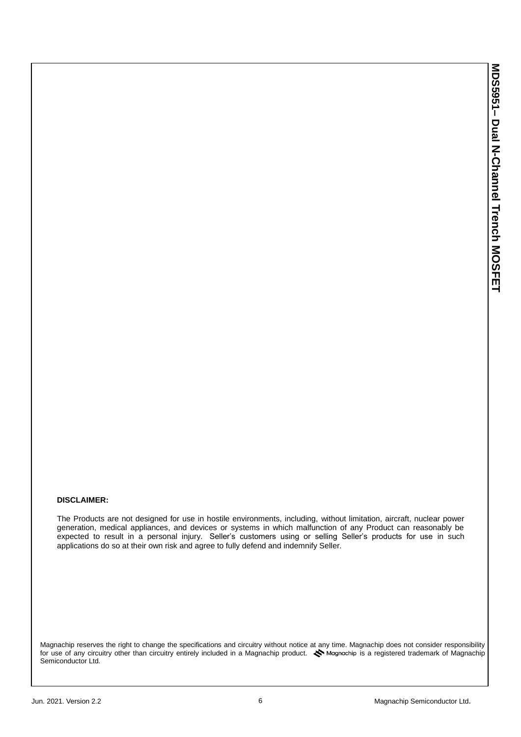**DISCLAIMER:**

The Products are not designed for use in hostile environments, including, without limitation, aircraft, nuclear power generation, medical appliances, and devices or systems in which malfunction of any Product can reasonably be expected to result in a personal injury. Seller's customers using or selling Seller's products for use in such applications do so at their own risk and agree to fully defend and indemnify Seller.

Magnachip reserves the right to change the specifications and circuitry without notice at any time. Magnachip does not consider responsibility for use of any circuitry other than circuitry entirely included in a Magnachip product. Magnachip is a registered trademark of Magnachip Semiconductor Ltd.